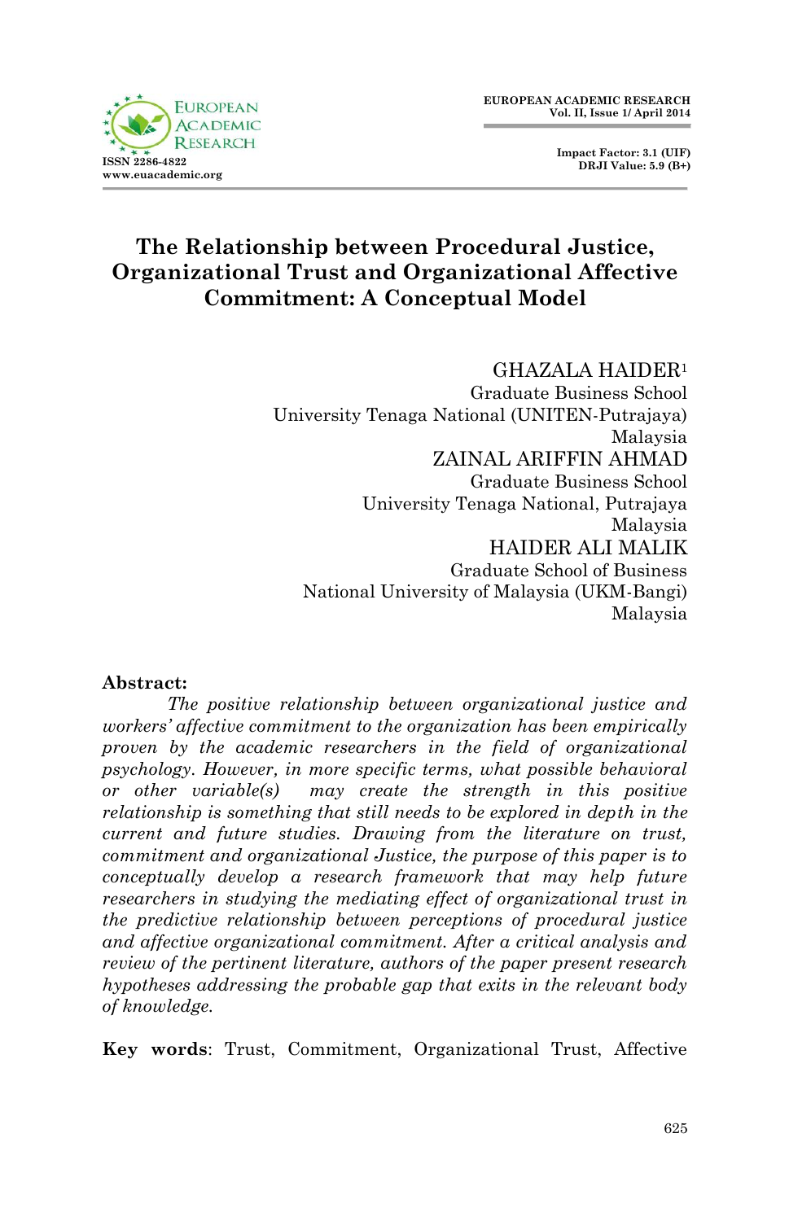EUROPEAN ACADEMIC RESEARCH
Vol. II, Issue 1/ April 2014

ISSN 2286-4822
www.euacademic.org

Impact Factor: 3.1 (UIF)
DRJI Value: 5.9 (B+)

# The Relationship between Procedural Justice, Organizational Trust and Organizational Affective Commitment: A Conceptual Model

GHAZALA HAIDER[1]
Graduate Business School
University Tenaga National (UNITEN-Putrajaya)
Malaysia

ZAINAL ARIFFIN AHMAD
Graduate Business School
University Tenaga National, Putrajaya
Malaysia

HAIDER ALI MALIK
Graduate School of Business
National University of Malaysia (UKM-Bangi)
Malaysia

**Abstract:**

*The positive relationship between organizational justice and workers' affective commitment to the organization has been empirically proven by the academic researchers in the field of organizational psychology. However, in more specific terms, what possible behavioral or other variable(s) may create the strength in this positive relationship is something that still needs to be explored in depth in the current and future studies. Drawing from the literature on trust, commitment and organizational Justice, the purpose of this paper is to conceptually develop a research framework that may help future researchers in studying the mediating effect of organizational trust in the predictive relationship between perceptions of procedural justice and affective organizational commitment. After a critical analysis and review of the pertinent literature, authors of the paper present research hypotheses addressing the probable gap that exits in the relevant body of knowledge.*

**Key words**: Trust, Commitment, Organizational Trust, Affective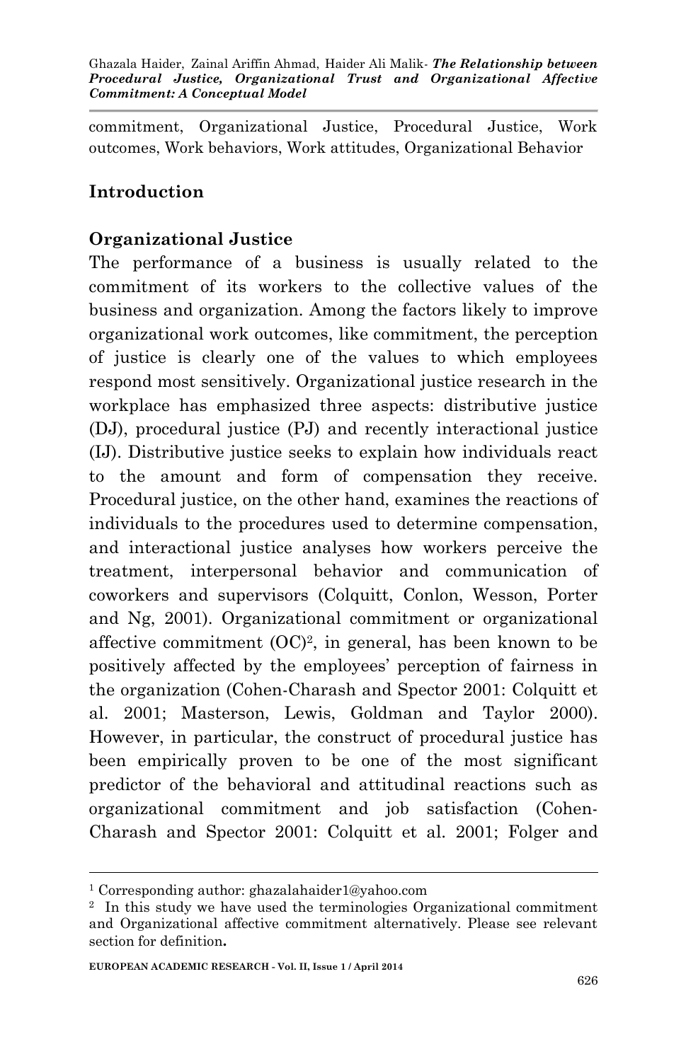commitment, Organizational Justice, Procedural Justice, Work outcomes, Work behaviors, Work attitudes, Organizational Behavior

## Introduction

### Organizational Justice

The performance of a business is usually related to the commitment of its workers to the collective values of the business and organization. Among the factors likely to improve organizational work outcomes, like commitment, the perception of justice is clearly one of the values to which employees respond most sensitively. Organizational justice research in the workplace has emphasized three aspects: distributive justice (DJ), procedural justice (PJ) and recently interactional justice (IJ). Distributive justice seeks to explain how individuals react to the amount and form of compensation they receive. Procedural justice, on the other hand, examines the reactions of individuals to the procedures used to determine compensation, and interactional justice analyses how workers perceive the treatment, interpersonal behavior and communication of coworkers and supervisors (Colquitt, Conlon, Wesson, Porter and Ng, 2001). Organizational commitment or organizational affective commitment (OC)[2], in general, has been known to be positively affected by the employees' perception of fairness in the organization (Cohen-Charash and Spector 2001: Colquitt et al. 2001; Masterson, Lewis, Goldman and Taylor 2000). However, in particular, the construct of procedural justice has been empirically proven to be one of the most significant predictor of the behavioral and attitudinal reactions such as organizational commitment and job satisfaction (Cohen-Charash and Spector 2001: Colquitt et al. 2001; Folger and

---

[1] Corresponding author: ghazalahaider1@yahoo.com

[2] In this study we have used the terminologies Organizational commitment and Organizational affective commitment alternatively. Please see relevant section for definition**.**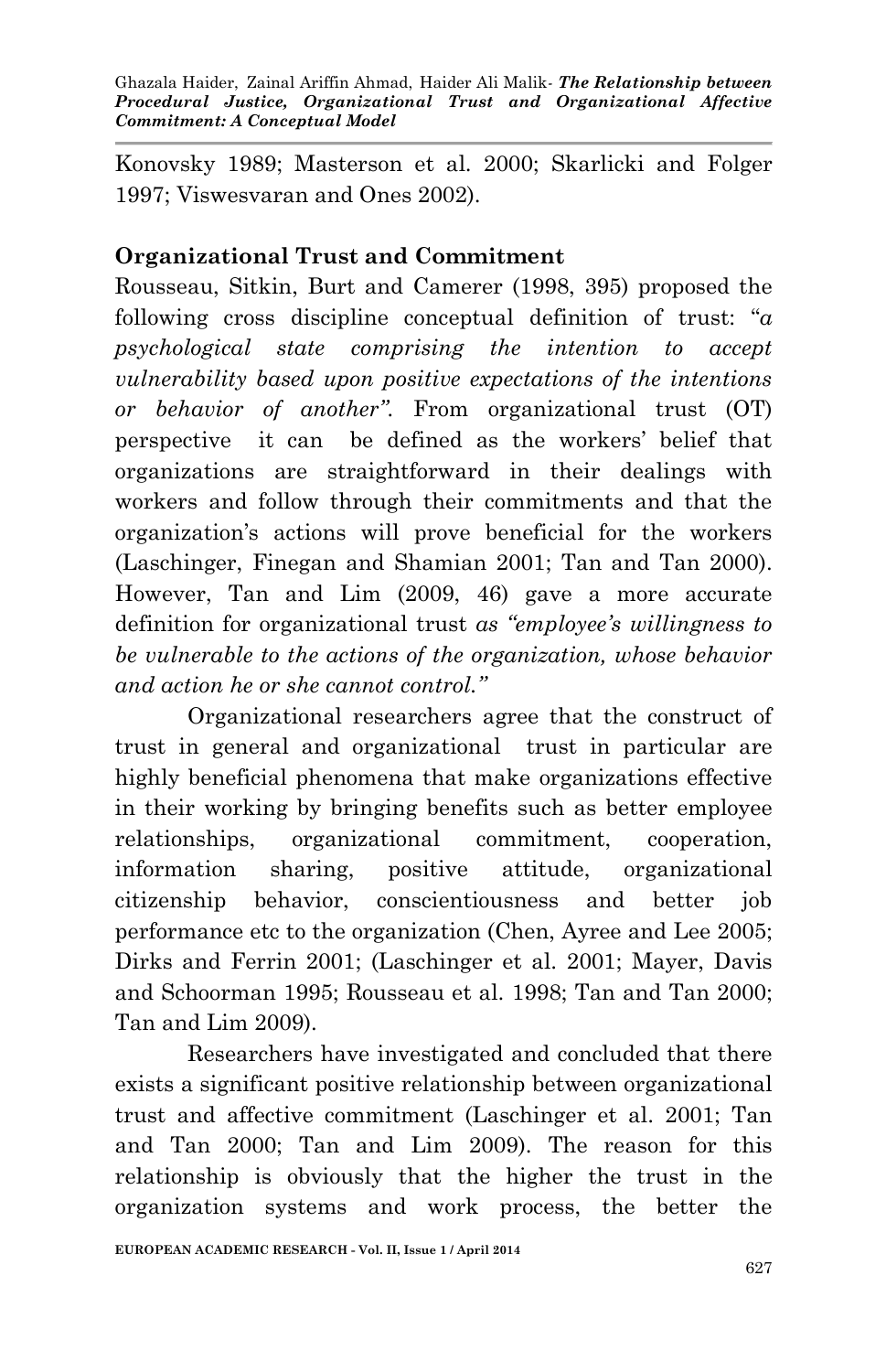Konovsky 1989; Masterson et al. 2000; Skarlicki and Folger 1997; Viswesvaran and Ones 2002).

## Organizational Trust and Commitment

Rousseau, Sitkin, Burt and Camerer (1998, 395) proposed the following cross discipline conceptual definition of trust: "*a psychological state comprising the intention to accept vulnerability based upon positive expectations of the intentions or behavior of another".* From organizational trust (OT) perspective it can be defined as the workers' belief that organizations are straightforward in their dealings with workers and follow through their commitments and that the organization's actions will prove beneficial for the workers (Laschinger, Finegan and Shamian 2001; Tan and Tan 2000). However, Tan and Lim (2009, 46) gave a more accurate definition for organizational trust *as "employee's willingness to be vulnerable to the actions of the organization, whose behavior and action he or she cannot control."*

Organizational researchers agree that the construct of trust in general and organizational trust in particular are highly beneficial phenomena that make organizations effective in their working by bringing benefits such as better employee relationships, organizational commitment, cooperation, information sharing, positive attitude, organizational citizenship behavior, conscientiousness and better job performance etc to the organization (Chen, Ayree and Lee 2005; Dirks and Ferrin 2001; (Laschinger et al. 2001; Mayer, Davis and Schoorman 1995; Rousseau et al. 1998; Tan and Tan 2000; Tan and Lim 2009).

Researchers have investigated and concluded that there exists a significant positive relationship between organizational trust and affective commitment (Laschinger et al. 2001; Tan and Tan 2000; Tan and Lim 2009). The reason for this relationship is obviously that the higher the trust in the organization systems and work process, the better the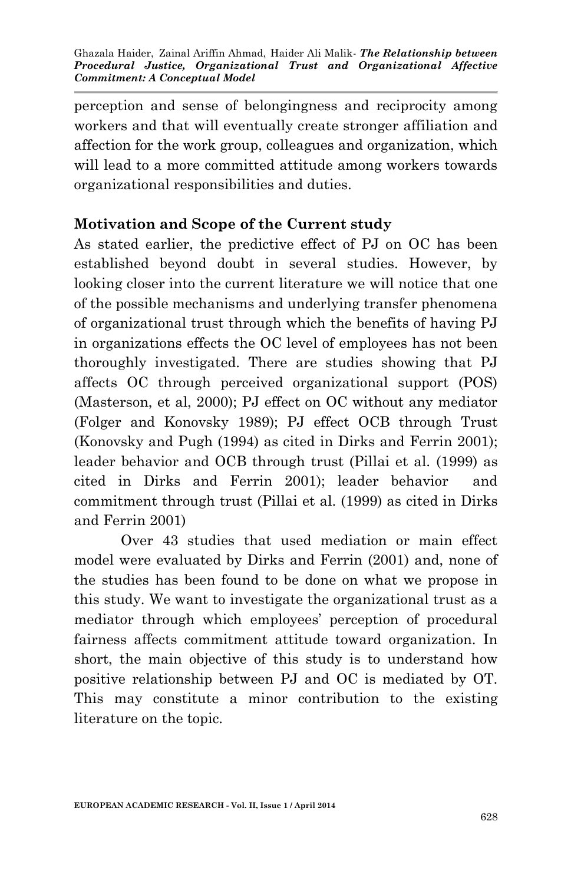perception and sense of belongingness and reciprocity among workers and that will eventually create stronger affiliation and affection for the work group, colleagues and organization, which will lead to a more committed attitude among workers towards organizational responsibilities and duties.

## Motivation and Scope of the Current study

As stated earlier, the predictive effect of PJ on OC has been established beyond doubt in several studies. However, by looking closer into the current literature we will notice that one of the possible mechanisms and underlying transfer phenomena of organizational trust through which the benefits of having PJ in organizations effects the OC level of employees has not been thoroughly investigated. There are studies showing that PJ affects OC through perceived organizational support (POS) (Masterson, et al, 2000); PJ effect on OC without any mediator (Folger and Konovsky 1989); PJ effect OCB through Trust (Konovsky and Pugh (1994) as cited in Dirks and Ferrin 2001); leader behavior and OCB through trust (Pillai et al. (1999) as cited in Dirks and Ferrin 2001); leader behavior and commitment through trust (Pillai et al. (1999) as cited in Dirks and Ferrin 2001)

Over 43 studies that used mediation or main effect model were evaluated by Dirks and Ferrin (2001) and, none of the studies has been found to be done on what we propose in this study. We want to investigate the organizational trust as a mediator through which employees' perception of procedural fairness affects commitment attitude toward organization. In short, the main objective of this study is to understand how positive relationship between PJ and OC is mediated by OT. This may constitute a minor contribution to the existing literature on the topic.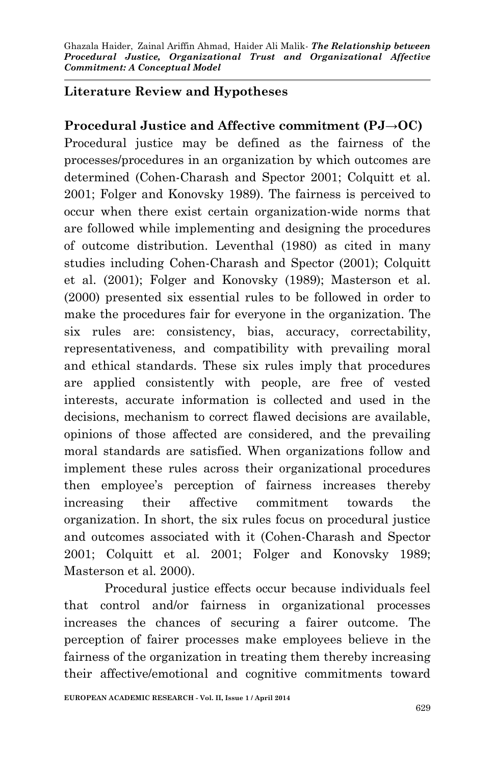## Literature Review and Hypotheses

### Procedural Justice and Affective commitment (PJ→OC)

Procedural justice may be defined as the fairness of the processes/procedures in an organization by which outcomes are determined (Cohen-Charash and Spector 2001; Colquitt et al. 2001; Folger and Konovsky 1989). The fairness is perceived to occur when there exist certain organization-wide norms that are followed while implementing and designing the procedures of outcome distribution. Leventhal (1980) as cited in many studies including Cohen-Charash and Spector (2001); Colquitt et al. (2001); Folger and Konovsky (1989); Masterson et al. (2000) presented six essential rules to be followed in order to make the procedures fair for everyone in the organization. The six rules are: consistency, bias, accuracy, correctability, representativeness, and compatibility with prevailing moral and ethical standards. These six rules imply that procedures are applied consistently with people, are free of vested interests, accurate information is collected and used in the decisions, mechanism to correct flawed decisions are available, opinions of those affected are considered, and the prevailing moral standards are satisfied. When organizations follow and implement these rules across their organizational procedures then employee's perception of fairness increases thereby increasing their affective commitment towards the organization. In short, the six rules focus on procedural justice and outcomes associated with it (Cohen-Charash and Spector 2001; Colquitt et al. 2001; Folger and Konovsky 1989; Masterson et al. 2000).

Procedural justice effects occur because individuals feel that control and/or fairness in organizational processes increases the chances of securing a fairer outcome. The perception of fairer processes make employees believe in the fairness of the organization in treating them thereby increasing their affective/emotional and cognitive commitments toward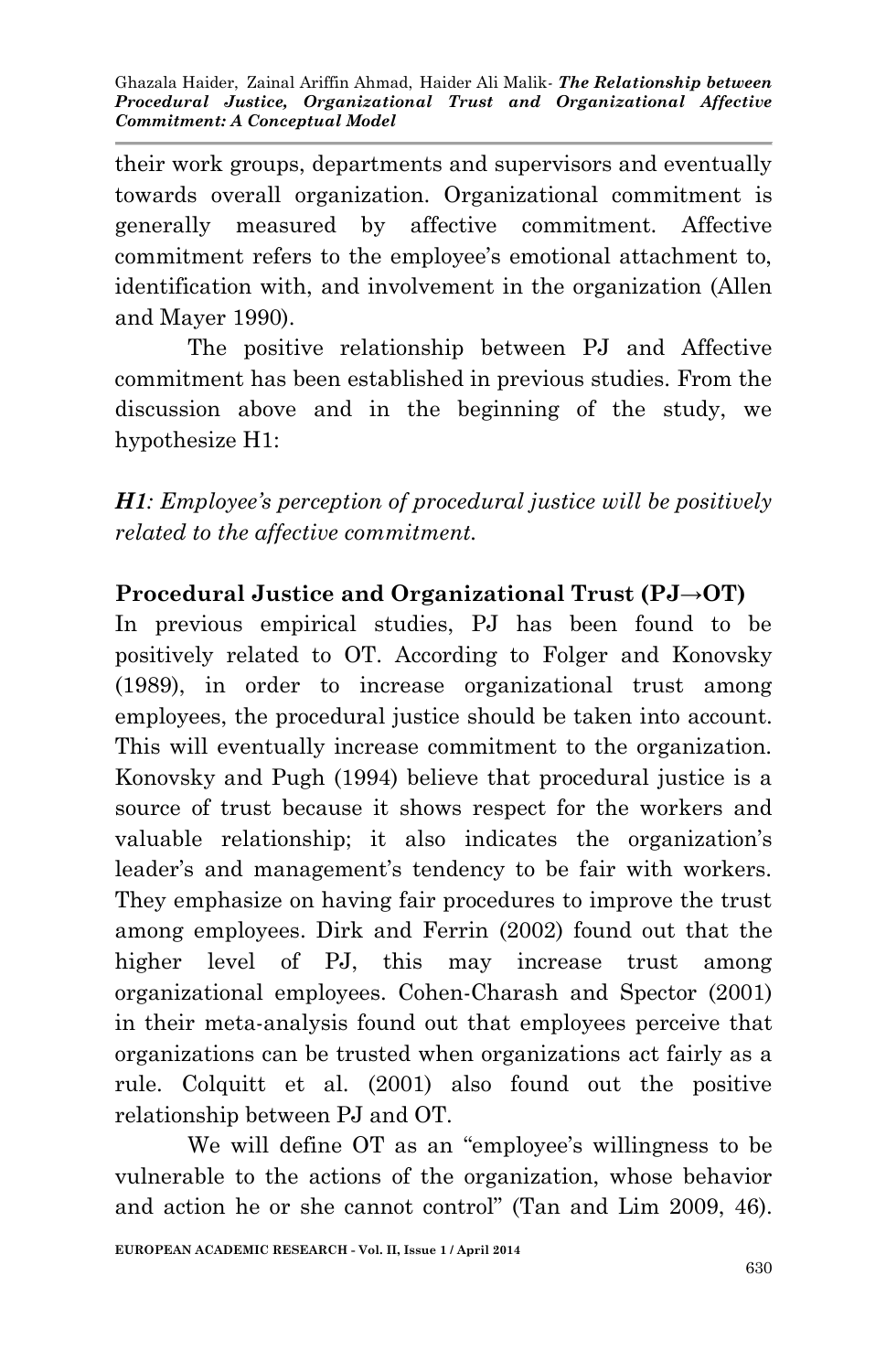their work groups, departments and supervisors and eventually towards overall organization. Organizational commitment is generally measured by affective commitment. Affective commitment refers to the employee's emotional attachment to, identification with, and involvement in the organization (Allen and Mayer 1990).

The positive relationship between PJ and Affective commitment has been established in previous studies. From the discussion above and in the beginning of the study, we hypothesize H1:

***H1**: Employee's perception of procedural justice will be positively related to the affective commitment.*

**Procedural Justice and Organizational Trust (PJ→OT)**

In previous empirical studies, PJ has been found to be positively related to OT. According to Folger and Konovsky (1989), in order to increase organizational trust among employees, the procedural justice should be taken into account. This will eventually increase commitment to the organization. Konovsky and Pugh (1994) believe that procedural justice is a source of trust because it shows respect for the workers and valuable relationship; it also indicates the organization's leader's and management's tendency to be fair with workers. They emphasize on having fair procedures to improve the trust among employees. Dirk and Ferrin (2002) found out that the higher level of PJ, this may increase trust among organizational employees. Cohen-Charash and Spector (2001) in their meta-analysis found out that employees perceive that organizations can be trusted when organizations act fairly as a rule. Colquitt et al. (2001) also found out the positive relationship between PJ and OT.

We will define OT as an "employee's willingness to be vulnerable to the actions of the organization, whose behavior and action he or she cannot control" (Tan and Lim 2009, 46).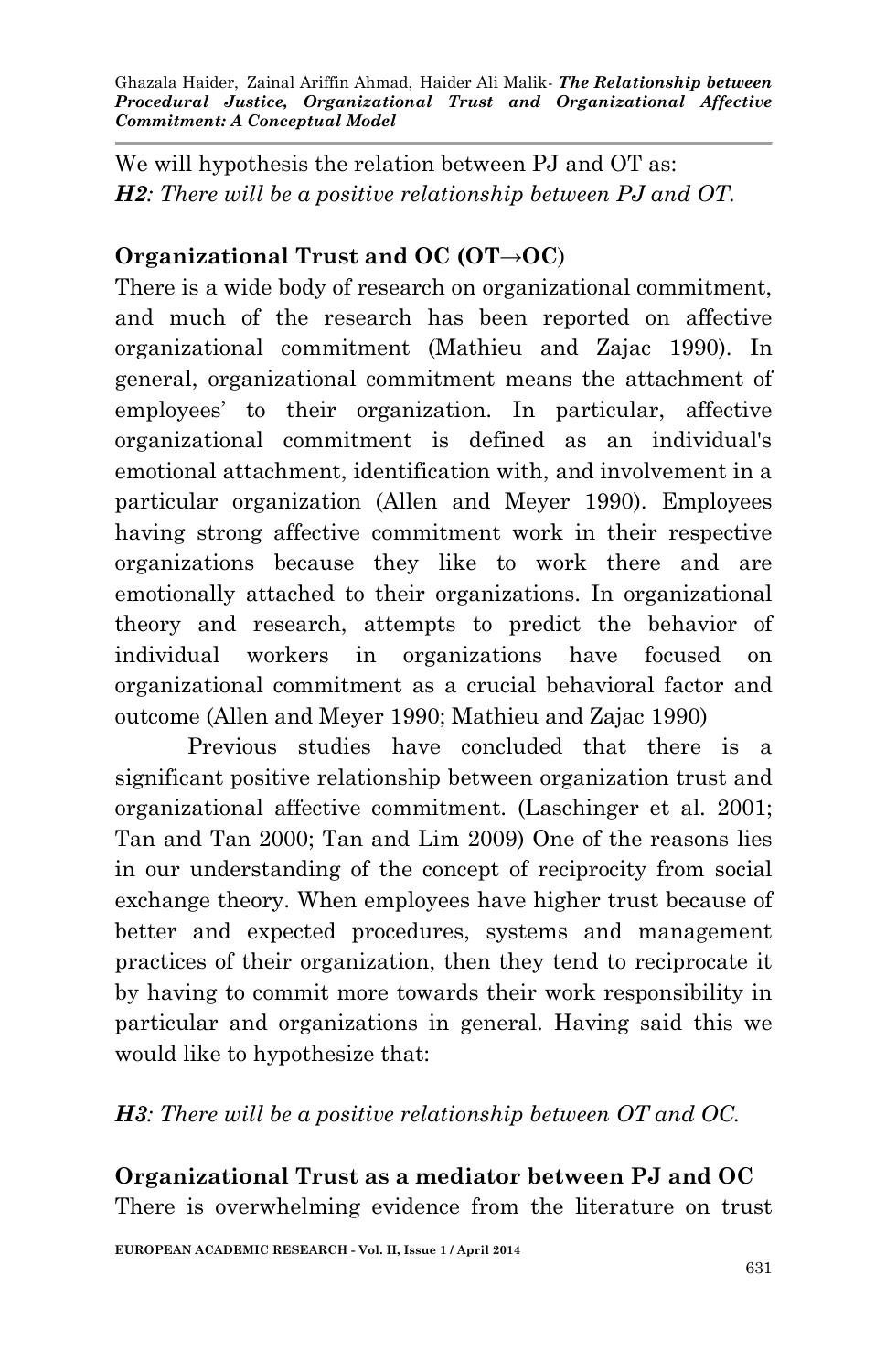We will hypothesis the relation between PJ and OT as:
***H2**: There will be a positive relationship between PJ and OT.*

### Organizational Trust and OC (OT→OC)

There is a wide body of research on organizational commitment, and much of the research has been reported on affective organizational commitment (Mathieu and Zajac 1990). In general, organizational commitment means the attachment of employees' to their organization. In particular, affective organizational commitment is defined as an individual's emotional attachment, identification with, and involvement in a particular organization (Allen and Meyer 1990). Employees having strong affective commitment work in their respective organizations because they like to work there and are emotionally attached to their organizations. In organizational theory and research, attempts to predict the behavior of individual workers in organizations have focused on organizational commitment as a crucial behavioral factor and outcome (Allen and Meyer 1990; Mathieu and Zajac 1990)

Previous studies have concluded that there is a significant positive relationship between organization trust and organizational affective commitment. (Laschinger et al. 2001; Tan and Tan 2000; Tan and Lim 2009) One of the reasons lies in our understanding of the concept of reciprocity from social exchange theory. When employees have higher trust because of better and expected procedures, systems and management practices of their organization, then they tend to reciprocate it by having to commit more towards their work responsibility in particular and organizations in general. Having said this we would like to hypothesize that:

***H3**: There will be a positive relationship between OT and OC.*

### Organizational Trust as a mediator between PJ and OC

There is overwhelming evidence from the literature on trust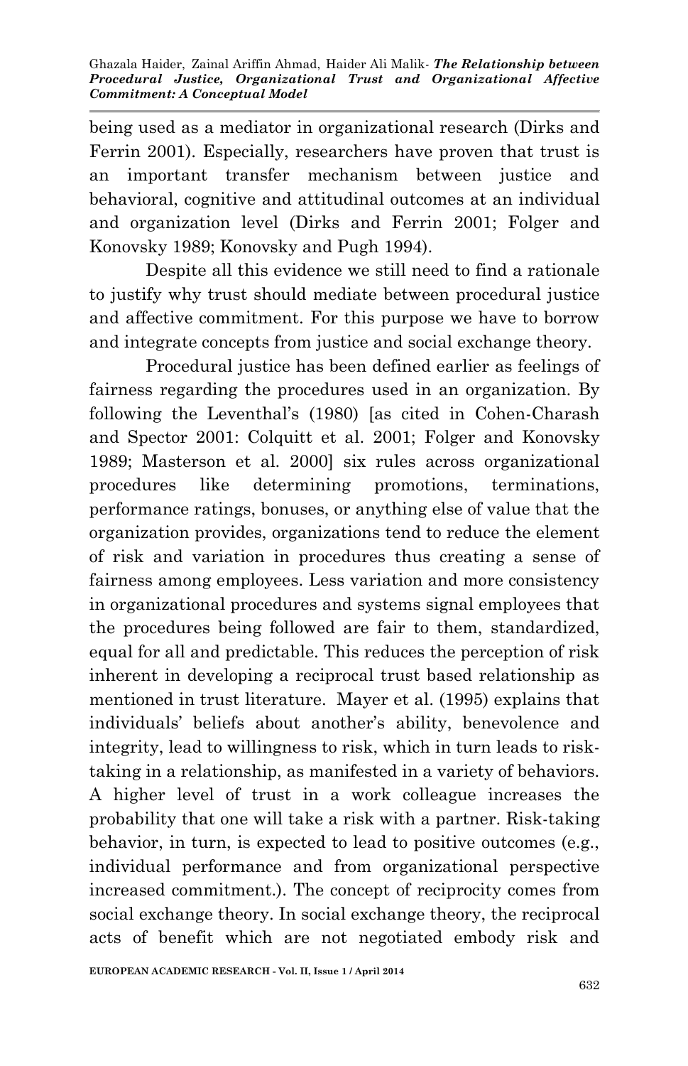being used as a mediator in organizational research (Dirks and Ferrin 2001). Especially, researchers have proven that trust is an important transfer mechanism between justice and behavioral, cognitive and attitudinal outcomes at an individual and organization level (Dirks and Ferrin 2001; Folger and Konovsky 1989; Konovsky and Pugh 1994).

Despite all this evidence we still need to find a rationale to justify why trust should mediate between procedural justice and affective commitment. For this purpose we have to borrow and integrate concepts from justice and social exchange theory.

Procedural justice has been defined earlier as feelings of fairness regarding the procedures used in an organization. By following the Leventhal's (1980) [as cited in Cohen-Charash and Spector 2001: Colquitt et al. 2001; Folger and Konovsky 1989; Masterson et al. 2000] six rules across organizational procedures like determining promotions, terminations, performance ratings, bonuses, or anything else of value that the organization provides, organizations tend to reduce the element of risk and variation in procedures thus creating a sense of fairness among employees. Less variation and more consistency in organizational procedures and systems signal employees that the procedures being followed are fair to them, standardized, equal for all and predictable. This reduces the perception of risk inherent in developing a reciprocal trust based relationship as mentioned in trust literature. Mayer et al. (1995) explains that individuals' beliefs about another's ability, benevolence and integrity, lead to willingness to risk, which in turn leads to risk-taking in a relationship, as manifested in a variety of behaviors. A higher level of trust in a work colleague increases the probability that one will take a risk with a partner. Risk-taking behavior, in turn, is expected to lead to positive outcomes (e.g., individual performance and from organizational perspective increased commitment.). The concept of reciprocity comes from social exchange theory. In social exchange theory, the reciprocal acts of benefit which are not negotiated embody risk and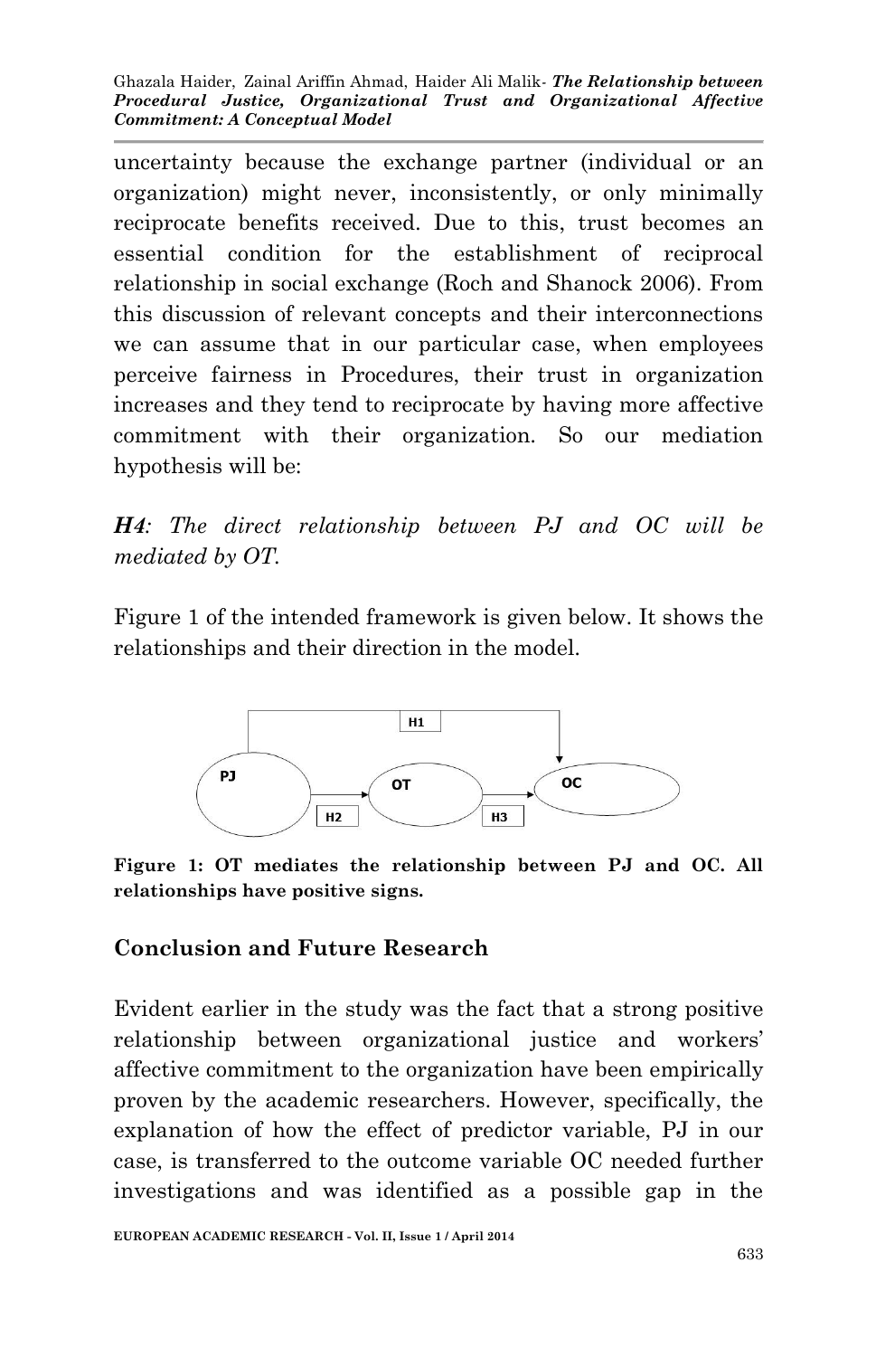uncertainty because the exchange partner (individual or an organization) might never, inconsistently, or only minimally reciprocate benefits received. Due to this, trust becomes an essential condition for the establishment of reciprocal relationship in social exchange (Roch and Shanock 2006). From this discussion of relevant concepts and their interconnections we can assume that in our particular case, when employees perceive fairness in Procedures, their trust in organization increases and they tend to reciprocate by having more affective commitment with their organization. So our mediation hypothesis will be:

***H4**: The direct relationship between PJ and OC will be mediated by OT.*

Figure 1 of the intended framework is given below. It shows the relationships and their direction in the model.

**Figure 1: OT mediates the relationship between PJ and OC. All relationships have positive signs.**

## Conclusion and Future Research

Evident earlier in the study was the fact that a strong positive relationship between organizational justice and workers' affective commitment to the organization have been empirically proven by the academic researchers. However, specifically, the explanation of how the effect of predictor variable, PJ in our case, is transferred to the outcome variable OC needed further investigations and was identified as a possible gap in the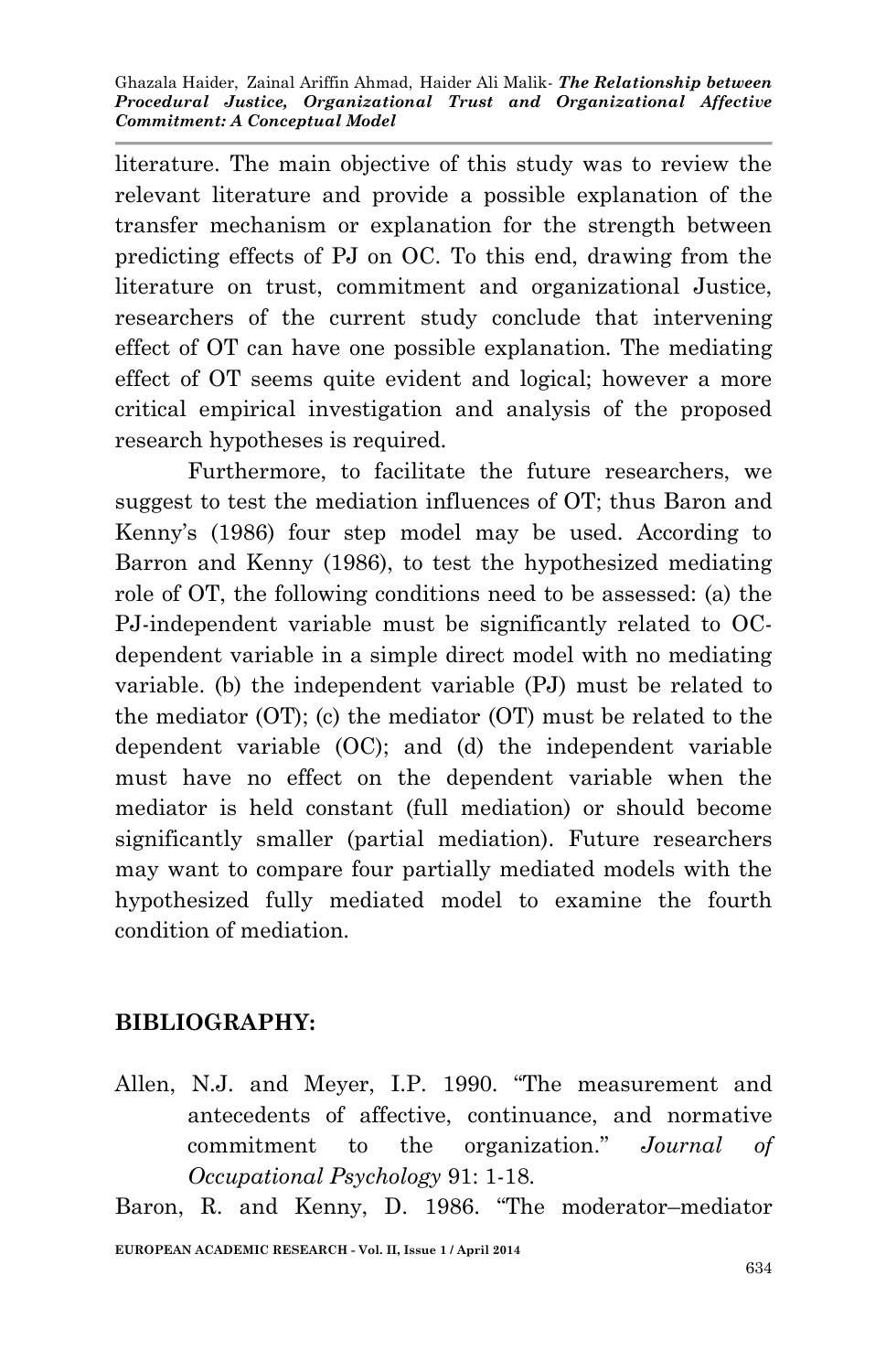literature. The main objective of this study was to review the relevant literature and provide a possible explanation of the transfer mechanism or explanation for the strength between predicting effects of PJ on OC. To this end, drawing from the literature on trust, commitment and organizational Justice, researchers of the current study conclude that intervening effect of OT can have one possible explanation. The mediating effect of OT seems quite evident and logical; however a more critical empirical investigation and analysis of the proposed research hypotheses is required.

Furthermore, to facilitate the future researchers, we suggest to test the mediation influences of OT; thus Baron and Kenny's (1986) four step model may be used. According to Barron and Kenny (1986), to test the hypothesized mediating role of OT, the following conditions need to be assessed: (a) the PJ-independent variable must be significantly related to OC-dependent variable in a simple direct model with no mediating variable. (b) the independent variable (PJ) must be related to the mediator (OT); (c) the mediator (OT) must be related to the dependent variable (OC); and (d) the independent variable must have no effect on the dependent variable when the mediator is held constant (full mediation) or should become significantly smaller (partial mediation). Future researchers may want to compare four partially mediated models with the hypothesized fully mediated model to examine the fourth condition of mediation.

## BIBLIOGRAPHY:

Allen, N.J. and Meyer, I.P. 1990. "The measurement and antecedents of affective, continuance, and normative commitment to the organization." *Journal of Occupational Psychology* 91: 1-18.

Baron, R. and Kenny, D. 1986. "The moderator–mediator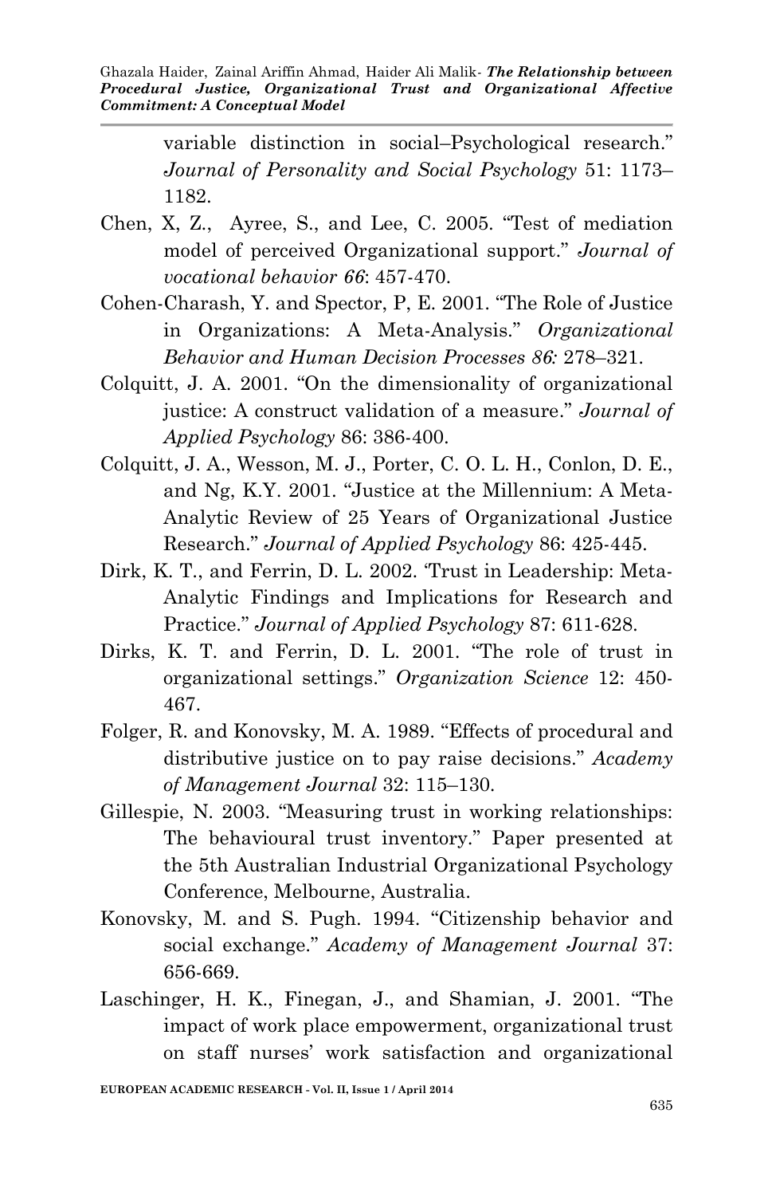variable distinction in social–Psychological research." *Journal of Personality and Social Psychology* 51: 1173–1182.

Chen, X, Z., Ayree, S., and Lee, C. 2005. "Test of mediation model of perceived Organizational support." *Journal of vocational behavior 66*: 457-470.

Cohen-Charash, Y. and Spector, P, E. 2001. "The Role of Justice in Organizations: A Meta-Analysis." *Organizational Behavior and Human Decision Processes 86:* 278–321.

Colquitt, J. A. 2001. "On the dimensionality of organizational justice: A construct validation of a measure." *Journal of Applied Psychology* 86: 386-400.

Colquitt, J. A., Wesson, M. J., Porter, C. O. L. H., Conlon, D. E., and Ng, K.Y. 2001. "Justice at the Millennium: A Meta-Analytic Review of 25 Years of Organizational Justice Research." *Journal of Applied Psychology* 86: 425-445.

Dirk, K. T., and Ferrin, D. L. 2002. 'Trust in Leadership: Meta-Analytic Findings and Implications for Research and Practice." *Journal of Applied Psychology* 87: 611-628.

Dirks, K. T. and Ferrin, D. L. 2001. "The role of trust in organizational settings." *Organization Science* 12: 450-467.

Folger, R. and Konovsky, M. A. 1989. "Effects of procedural and distributive justice on to pay raise decisions." *Academy of Management Journal* 32: 115–130.

Gillespie, N. 2003. "Measuring trust in working relationships: The behavioural trust inventory." Paper presented at the 5th Australian Industrial Organizational Psychology Conference, Melbourne, Australia.

Konovsky, M. and S. Pugh. 1994. "Citizenship behavior and social exchange." *Academy of Management Journal* 37: 656-669.

Laschinger, H. K., Finegan, J., and Shamian, J. 2001. "The impact of work place empowerment, organizational trust on staff nurses' work satisfaction and organizational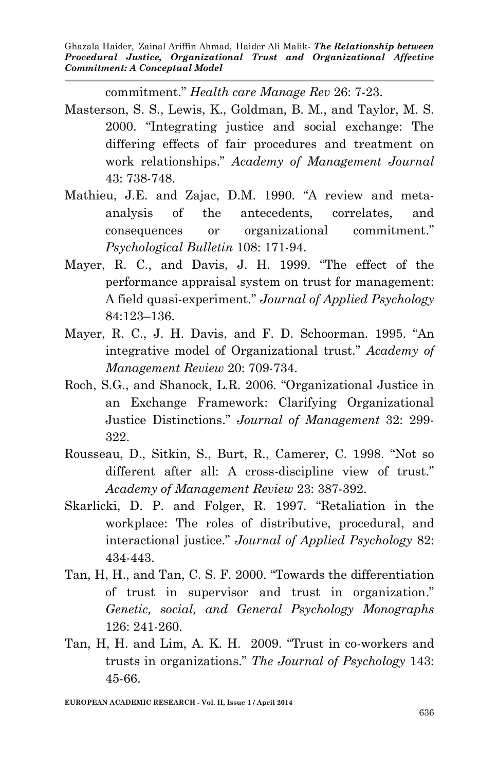commitment." *Health care Manage Rev* 26: 7-23.

Masterson, S. S., Lewis, K., Goldman, B. M., and Taylor, M. S. 2000. "Integrating justice and social exchange: The differing effects of fair procedures and treatment on work relationships." *Academy of Management Journal* 43: 738-748.

Mathieu, J.E. and Zajac, D.M. 1990. "A review and meta-analysis of the antecedents, correlates, and consequences or organizational commitment." *Psychological Bulletin* 108: 171-94.

Mayer, R. C., and Davis, J. H. 1999. "The effect of the performance appraisal system on trust for management: A field quasi-experiment." *Journal of Applied Psychology* 84:123–136.

Mayer, R. C., J. H. Davis, and F. D. Schoorman. 1995. "An integrative model of Organizational trust." *Academy of Management Review* 20: 709-734.

Roch, S.G., and Shanock, L.R. 2006. "Organizational Justice in an Exchange Framework: Clarifying Organizational Justice Distinctions." *Journal of Management* 32: 299-322.

Rousseau, D., Sitkin, S., Burt, R., Camerer, C. 1998. "Not so different after all: A cross-discipline view of trust." *Academy of Management Review* 23: 387-392.

Skarlicki, D. P. and Folger, R. 1997. "Retaliation in the workplace: The roles of distributive, procedural, and interactional justice." *Journal of Applied Psychology* 82: 434-443.

Tan, H, H., and Tan, C. S. F. 2000. "Towards the differentiation of trust in supervisor and trust in organization." *Genetic, social, and General Psychology Monographs* 126: 241-260.

Tan, H, H. and Lim, A. K. H. 2009. "Trust in co-workers and trusts in organizations." *The Journal of Psychology* 143: 45-66.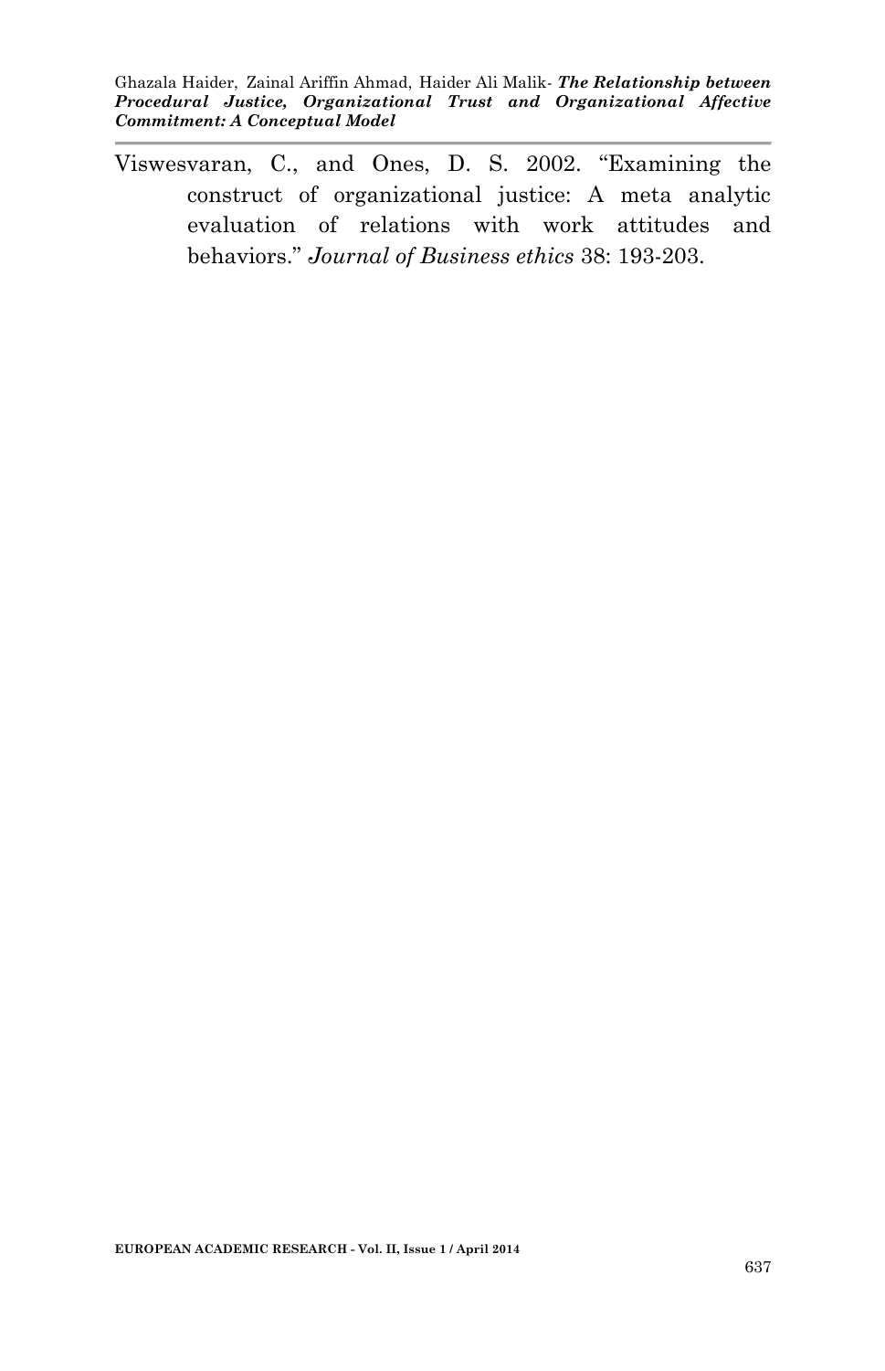Viswesvaran, C., and Ones, D. S. 2002. "Examining the construct of organizational justice: A meta analytic evaluation of relations with work attitudes and behaviors." *Journal of Business ethics* 38: 193-203.